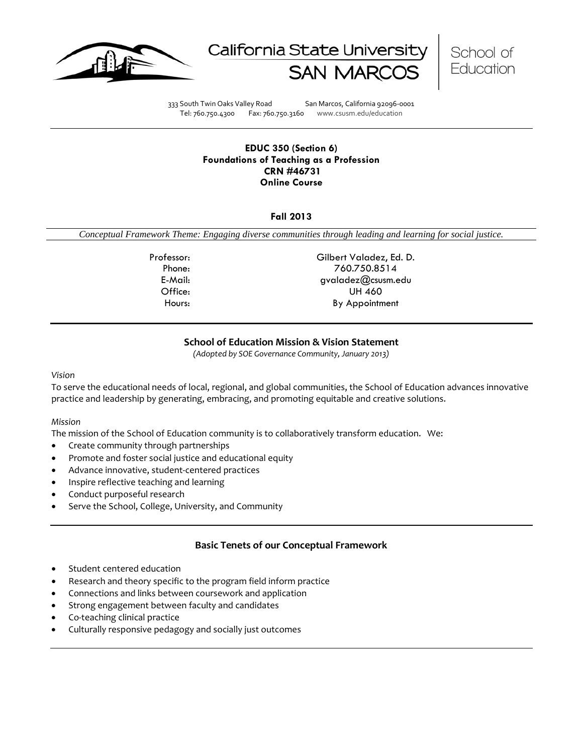California State University SAN MARCOS | School of Education

333 South Twin Oaks Valley Road San Marcos, California 92096-0001
Tel: 760.750.4300 Fax: 760.750.3160 www.csusm.edu/education

---

**EDUC 350 (Section 6)**
**Foundations of Teaching as a Profession**
**CRN #46731**
**Online Course**

**Fall 2013**

*Conceptual Framework Theme: Engaging diverse communities through leading and learning for social justice.*

| | |
|---|---|
| Professor: | Gilbert Valadez, Ed. D. |
| Phone: | 760.750.8514 |
| E-Mail: | gvaladez@csusm.edu |
| Office: | UH 460 |
| Hours: | By Appointment |

---

## School of Education Mission & Vision Statement

*(Adopted by SOE Governance Community, January 2013)*

*Vision*

To serve the educational needs of local, regional, and global communities, the School of Education advances innovative practice and leadership by generating, embracing, and promoting equitable and creative solutions.

*Mission*

The mission of the School of Education community is to collaboratively transform education. We:

- Create community through partnerships
- Promote and foster social justice and educational equity
- Advance innovative, student-centered practices
- Inspire reflective teaching and learning
- Conduct purposeful research
- Serve the School, College, University, and Community

---

## Basic Tenets of our Conceptual Framework

- Student centered education
- Research and theory specific to the program field inform practice
- Connections and links between coursework and application
- Strong engagement between faculty and candidates
- Co-teaching clinical practice
- Culturally responsive pedagogy and socially just outcomes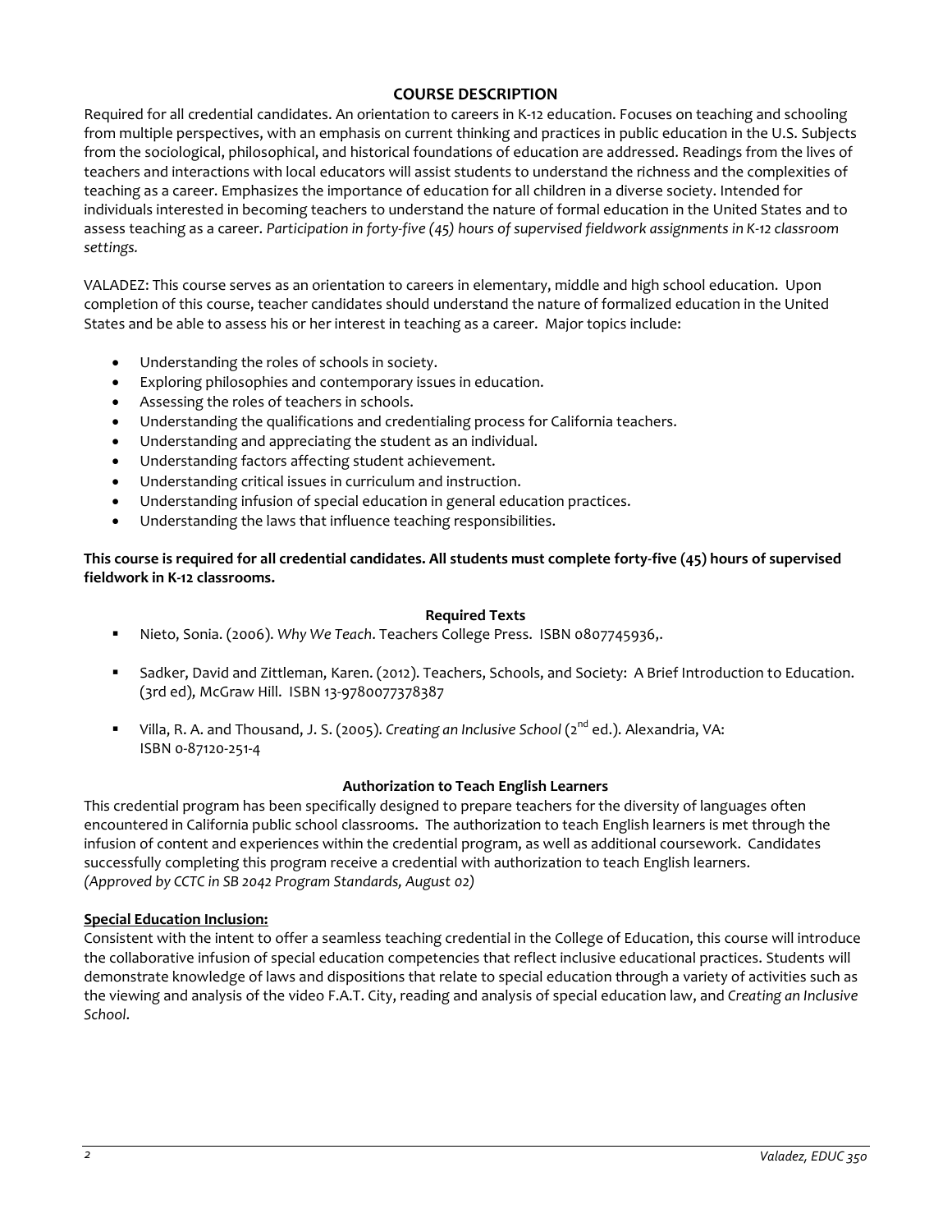## COURSE DESCRIPTION

Required for all credential candidates. An orientation to careers in K-12 education. Focuses on teaching and schooling from multiple perspectives, with an emphasis on current thinking and practices in public education in the U.S. Subjects from the sociological, philosophical, and historical foundations of education are addressed. Readings from the lives of teachers and interactions with local educators will assist students to understand the richness and the complexities of teaching as a career. Emphasizes the importance of education for all children in a diverse society. Intended for individuals interested in becoming teachers to understand the nature of formal education in the United States and to assess teaching as a career. *Participation in forty-five (45) hours of supervised fieldwork assignments in K-12 classroom settings.*

VALADEZ: This course serves as an orientation to careers in elementary, middle and high school education. Upon completion of this course, teacher candidates should understand the nature of formalized education in the United States and be able to assess his or her interest in teaching as a career. Major topics include:

- Understanding the roles of schools in society.
- Exploring philosophies and contemporary issues in education.
- Assessing the roles of teachers in schools.
- Understanding the qualifications and credentialing process for California teachers.
- Understanding and appreciating the student as an individual.
- Understanding factors affecting student achievement.
- Understanding critical issues in curriculum and instruction.
- Understanding infusion of special education in general education practices.
- Understanding the laws that influence teaching responsibilities.

**This course is required for all credential candidates. All students must complete forty-five (45) hours of supervised fieldwork in K-12 classrooms.**

### Required Texts

- Nieto, Sonia. (2006). *Why We Teach*. Teachers College Press. ISBN 0807745936,.
- Sadker, David and Zittleman, Karen. (2012). Teachers, Schools, and Society: A Brief Introduction to Education. (3rd ed), McGraw Hill. ISBN 13-9780077378387
- Villa, R. A. and Thousand, J. S. (2005). *Creating an Inclusive School* (2nd ed.). Alexandria, VA: ISBN 0-87120-251-4

### Authorization to Teach English Learners

This credential program has been specifically designed to prepare teachers for the diversity of languages often encountered in California public school classrooms. The authorization to teach English learners is met through the infusion of content and experiences within the credential program, as well as additional coursework. Candidates successfully completing this program receive a credential with authorization to teach English learners. *(Approved by CCTC in SB 2042 Program Standards, August 02)*

### Special Education Inclusion:

Consistent with the intent to offer a seamless teaching credential in the College of Education, this course will introduce the collaborative infusion of special education competencies that reflect inclusive educational practices. Students will demonstrate knowledge of laws and dispositions that relate to special education through a variety of activities such as the viewing and analysis of the video F.A.T. City, reading and analysis of special education law, and *Creating an Inclusive School*.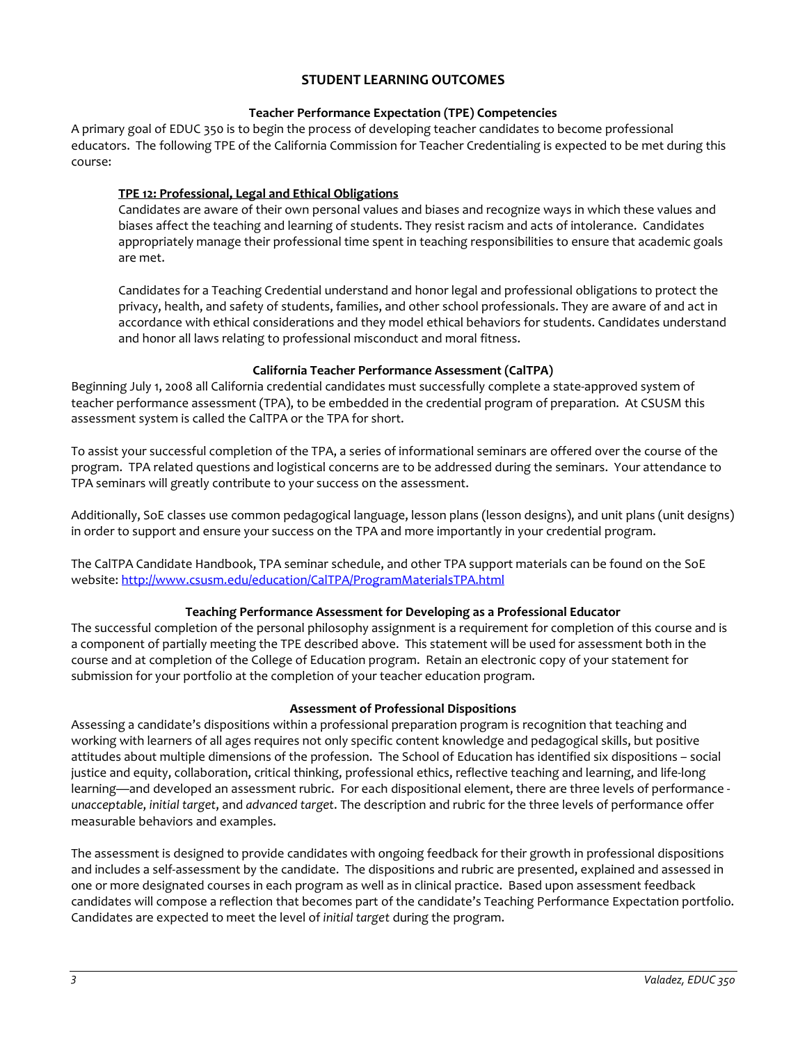## STUDENT LEARNING OUTCOMES

### Teacher Performance Expectation (TPE) Competencies

A primary goal of EDUC 350 is to begin the process of developing teacher candidates to become professional educators. The following TPE of the California Commission for Teacher Credentialing is expected to be met during this course:

> **TPE 12: Professional, Legal and Ethical Obligations**
>
> Candidates are aware of their own personal values and biases and recognize ways in which these values and biases affect the teaching and learning of students. They resist racism and acts of intolerance. Candidates appropriately manage their professional time spent in teaching responsibilities to ensure that academic goals are met.
>
> Candidates for a Teaching Credential understand and honor legal and professional obligations to protect the privacy, health, and safety of students, families, and other school professionals. They are aware of and act in accordance with ethical considerations and they model ethical behaviors for students. Candidates understand and honor all laws relating to professional misconduct and moral fitness.

### California Teacher Performance Assessment (CalTPA)

Beginning July 1, 2008 all California credential candidates must successfully complete a state-approved system of teacher performance assessment (TPA), to be embedded in the credential program of preparation. At CSUSM this assessment system is called the CalTPA or the TPA for short.

To assist your successful completion of the TPA, a series of informational seminars are offered over the course of the program. TPA related questions and logistical concerns are to be addressed during the seminars. Your attendance to TPA seminars will greatly contribute to your success on the assessment.

Additionally, SoE classes use common pedagogical language, lesson plans (lesson designs), and unit plans (unit designs) in order to support and ensure your success on the TPA and more importantly in your credential program.

The CalTPA Candidate Handbook, TPA seminar schedule, and other TPA support materials can be found on the SoE website: http://www.csusm.edu/education/CalTPA/ProgramMaterialsTPA.html

### Teaching Performance Assessment for Developing as a Professional Educator

The successful completion of the personal philosophy assignment is a requirement for completion of this course and is a component of partially meeting the TPE described above. This statement will be used for assessment both in the course and at completion of the College of Education program. Retain an electronic copy of your statement for submission for your portfolio at the completion of your teacher education program.

### Assessment of Professional Dispositions

Assessing a candidate's dispositions within a professional preparation program is recognition that teaching and working with learners of all ages requires not only specific content knowledge and pedagogical skills, but positive attitudes about multiple dimensions of the profession. The School of Education has identified six dispositions – social justice and equity, collaboration, critical thinking, professional ethics, reflective teaching and learning, and life-long learning—and developed an assessment rubric. For each dispositional element, there are three levels of performance - *unacceptable*, *initial target*, and *advanced target*. The description and rubric for the three levels of performance offer measurable behaviors and examples.

The assessment is designed to provide candidates with ongoing feedback for their growth in professional dispositions and includes a self-assessment by the candidate. The dispositions and rubric are presented, explained and assessed in one or more designated courses in each program as well as in clinical practice. Based upon assessment feedback candidates will compose a reflection that becomes part of the candidate's Teaching Performance Expectation portfolio. Candidates are expected to meet the level of *initial target* during the program.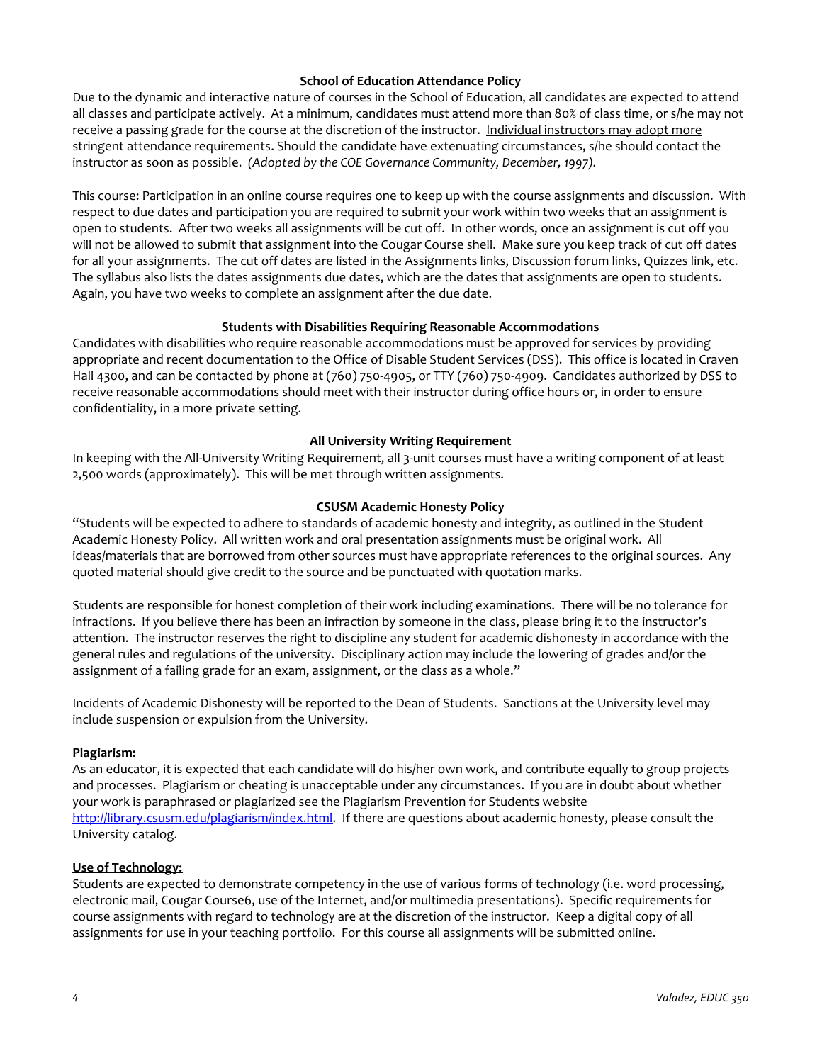### School of Education Attendance Policy

Due to the dynamic and interactive nature of courses in the School of Education, all candidates are expected to attend all classes and participate actively. At a minimum, candidates must attend more than 80% of class time, or s/he may not receive a passing grade for the course at the discretion of the instructor. Individual instructors may adopt more stringent attendance requirements. Should the candidate have extenuating circumstances, s/he should contact the instructor as soon as possible. *(Adopted by the COE Governance Community, December, 1997).*

This course: Participation in an online course requires one to keep up with the course assignments and discussion. With respect to due dates and participation you are required to submit your work within two weeks that an assignment is open to students. After two weeks all assignments will be cut off. In other words, once an assignment is cut off you will not be allowed to submit that assignment into the Cougar Course shell. Make sure you keep track of cut off dates for all your assignments. The cut off dates are listed in the Assignments links, Discussion forum links, Quizzes link, etc. The syllabus also lists the dates assignments due dates, which are the dates that assignments are open to students. Again, you have two weeks to complete an assignment after the due date.

### Students with Disabilities Requiring Reasonable Accommodations

Candidates with disabilities who require reasonable accommodations must be approved for services by providing appropriate and recent documentation to the Office of Disable Student Services (DSS). This office is located in Craven Hall 4300, and can be contacted by phone at (760) 750-4905, or TTY (760) 750-4909. Candidates authorized by DSS to receive reasonable accommodations should meet with their instructor during office hours or, in order to ensure confidentiality, in a more private setting.

### All University Writing Requirement

In keeping with the All-University Writing Requirement, all 3-unit courses must have a writing component of at least 2,500 words (approximately). This will be met through written assignments.

### CSUSM Academic Honesty Policy

"Students will be expected to adhere to standards of academic honesty and integrity, as outlined in the Student Academic Honesty Policy. All written work and oral presentation assignments must be original work. All ideas/materials that are borrowed from other sources must have appropriate references to the original sources. Any quoted material should give credit to the source and be punctuated with quotation marks.

Students are responsible for honest completion of their work including examinations. There will be no tolerance for infractions. If you believe there has been an infraction by someone in the class, please bring it to the instructor's attention. The instructor reserves the right to discipline any student for academic dishonesty in accordance with the general rules and regulations of the university. Disciplinary action may include the lowering of grades and/or the assignment of a failing grade for an exam, assignment, or the class as a whole."

Incidents of Academic Dishonesty will be reported to the Dean of Students. Sanctions at the University level may include suspension or expulsion from the University.

**Plagiarism:**

As an educator, it is expected that each candidate will do his/her own work, and contribute equally to group projects and processes. Plagiarism or cheating is unacceptable under any circumstances. If you are in doubt about whether your work is paraphrased or plagiarized see the Plagiarism Prevention for Students website http://library.csusm.edu/plagiarism/index.html. If there are questions about academic honesty, please consult the University catalog.

**Use of Technology:**

Students are expected to demonstrate competency in the use of various forms of technology (i.e. word processing, electronic mail, Cougar Course6, use of the Internet, and/or multimedia presentations). Specific requirements for course assignments with regard to technology are at the discretion of the instructor. Keep a digital copy of all assignments for use in your teaching portfolio. For this course all assignments will be submitted online.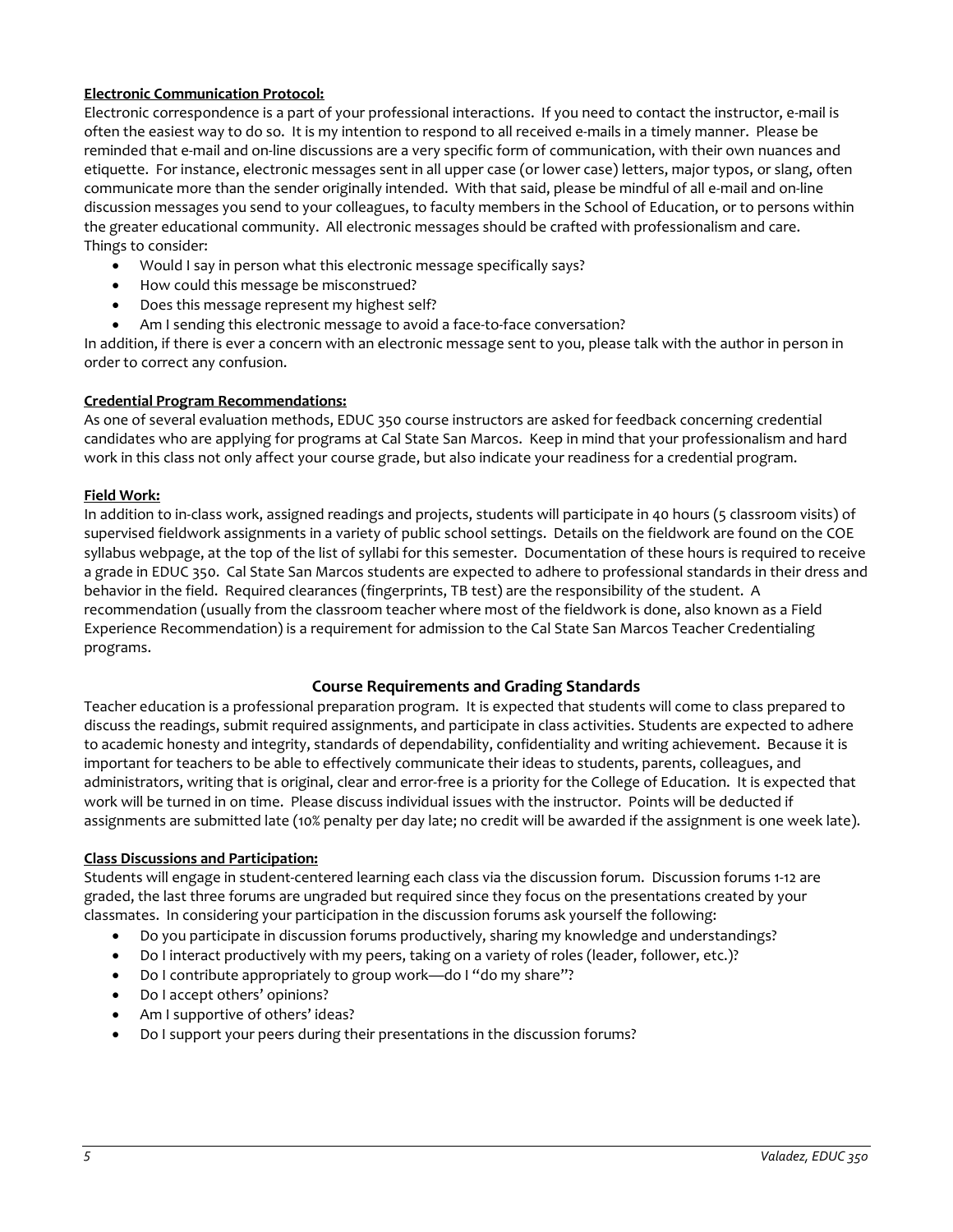**Electronic Communication Protocol:**

Electronic correspondence is a part of your professional interactions. If you need to contact the instructor, e-mail is often the easiest way to do so. It is my intention to respond to all received e-mails in a timely manner. Please be reminded that e-mail and on-line discussions are a very specific form of communication, with their own nuances and etiquette. For instance, electronic messages sent in all upper case (or lower case) letters, major typos, or slang, often communicate more than the sender originally intended. With that said, please be mindful of all e-mail and on-line discussion messages you send to your colleagues, to faculty members in the School of Education, or to persons within the greater educational community. All electronic messages should be crafted with professionalism and care.
Things to consider:

- Would I say in person what this electronic message specifically says?
- How could this message be misconstrued?
- Does this message represent my highest self?
- Am I sending this electronic message to avoid a face-to-face conversation?

In addition, if there is ever a concern with an electronic message sent to you, please talk with the author in person in order to correct any confusion.

**Credential Program Recommendations:**

As one of several evaluation methods, EDUC 350 course instructors are asked for feedback concerning credential candidates who are applying for programs at Cal State San Marcos. Keep in mind that your professionalism and hard work in this class not only affect your course grade, but also indicate your readiness for a credential program.

**Field Work:**

In addition to in-class work, assigned readings and projects, students will participate in 40 hours (5 classroom visits) of supervised fieldwork assignments in a variety of public school settings. Details on the fieldwork are found on the COE syllabus webpage, at the top of the list of syllabi for this semester. Documentation of these hours is required to receive a grade in EDUC 350. Cal State San Marcos students are expected to adhere to professional standards in their dress and behavior in the field. Required clearances (fingerprints, TB test) are the responsibility of the student. A recommendation (usually from the classroom teacher where most of the fieldwork is done, also known as a Field Experience Recommendation) is a requirement for admission to the Cal State San Marcos Teacher Credentialing programs.

## Course Requirements and Grading Standards

Teacher education is a professional preparation program. It is expected that students will come to class prepared to discuss the readings, submit required assignments, and participate in class activities. Students are expected to adhere to academic honesty and integrity, standards of dependability, confidentiality and writing achievement. Because it is important for teachers to be able to effectively communicate their ideas to students, parents, colleagues, and administrators, writing that is original, clear and error-free is a priority for the College of Education. It is expected that work will be turned in on time. Please discuss individual issues with the instructor. Points will be deducted if assignments are submitted late (10% penalty per day late; no credit will be awarded if the assignment is one week late).

**Class Discussions and Participation:**

Students will engage in student-centered learning each class via the discussion forum. Discussion forums 1-12 are graded, the last three forums are ungraded but required since they focus on the presentations created by your classmates. In considering your participation in the discussion forums ask yourself the following:

- Do you participate in discussion forums productively, sharing my knowledge and understandings?
- Do I interact productively with my peers, taking on a variety of roles (leader, follower, etc.)?
- Do I contribute appropriately to group work—do I "do my share"?
- Do I accept others' opinions?
- Am I supportive of others' ideas?
- Do I support your peers during their presentations in the discussion forums?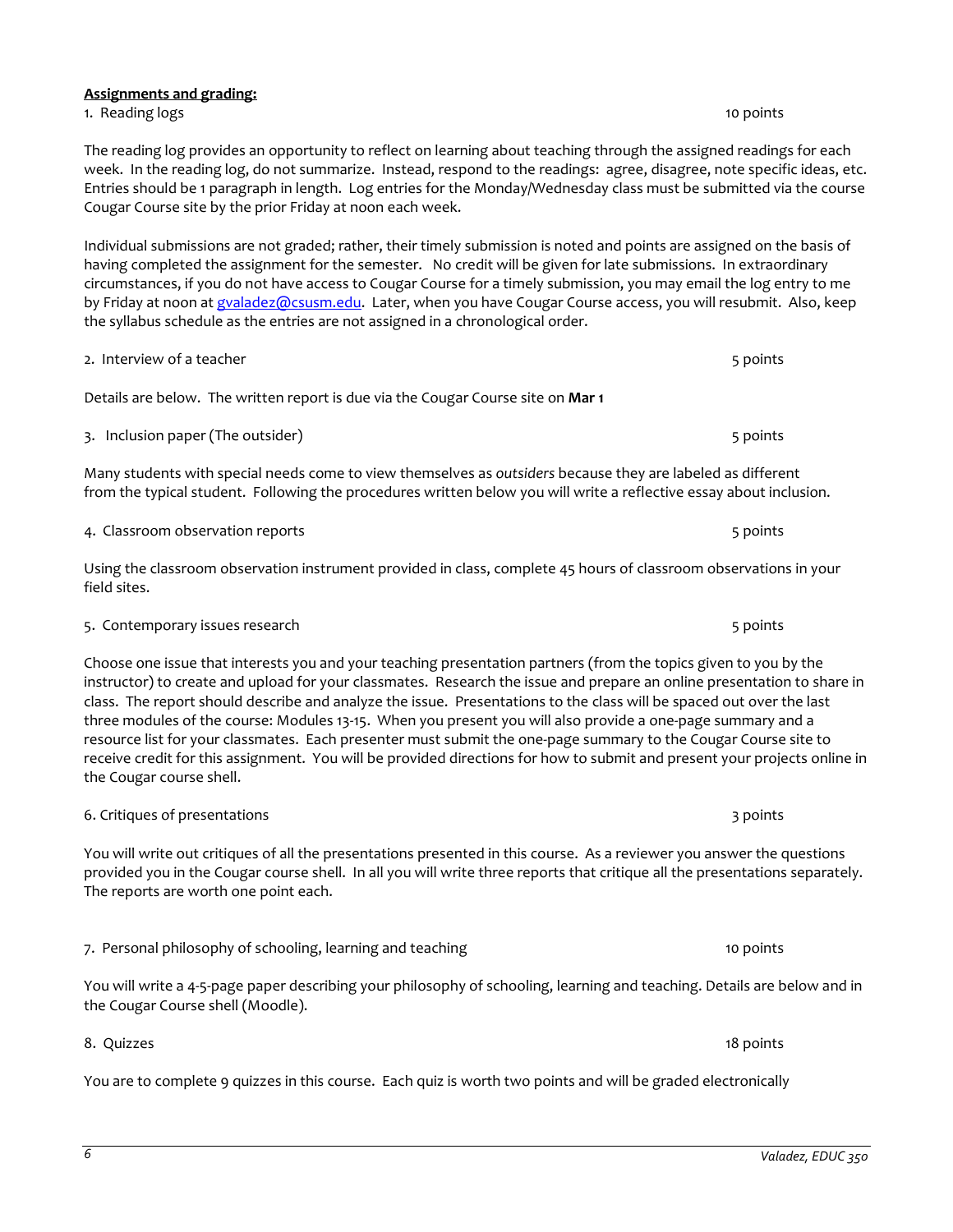**Assignments and grading:**

1. Reading logs 10 points

The reading log provides an opportunity to reflect on learning about teaching through the assigned readings for each week. In the reading log, do not summarize. Instead, respond to the readings: agree, disagree, note specific ideas, etc. Entries should be 1 paragraph in length. Log entries for the Monday/Wednesday class must be submitted via the course Cougar Course site by the prior Friday at noon each week.

Individual submissions are not graded; rather, their timely submission is noted and points are assigned on the basis of having completed the assignment for the semester. No credit will be given for late submissions. In extraordinary circumstances, if you do not have access to Cougar Course for a timely submission, you may email the log entry to me by Friday at noon at gvaladez@csusm.edu. Later, when you have Cougar Course access, you will resubmit. Also, keep the syllabus schedule as the entries are not assigned in a chronological order.

2. Interview of a teacher 5 points

Details are below. The written report is due via the Cougar Course site on **Mar 1**

3. Inclusion paper (The outsider) 5 points

Many students with special needs come to view themselves as *outsiders* because they are labeled as different from the typical student. Following the procedures written below you will write a reflective essay about inclusion.

4. Classroom observation reports 5 points

Using the classroom observation instrument provided in class, complete 45 hours of classroom observations in your field sites.

5. Contemporary issues research 5 points

Choose one issue that interests you and your teaching presentation partners (from the topics given to you by the instructor) to create and upload for your classmates. Research the issue and prepare an online presentation to share in class. The report should describe and analyze the issue. Presentations to the class will be spaced out over the last three modules of the course: Modules 13-15. When you present you will also provide a one-page summary and a resource list for your classmates. Each presenter must submit the one-page summary to the Cougar Course site to receive credit for this assignment. You will be provided directions for how to submit and present your projects online in the Cougar course shell.

6. Critiques of presentations 3 points

You will write out critiques of all the presentations presented in this course. As a reviewer you answer the questions provided you in the Cougar course shell. In all you will write three reports that critique all the presentations separately. The reports are worth one point each.

7. Personal philosophy of schooling, learning and teaching 10 points

You will write a 4-5-page paper describing your philosophy of schooling, learning and teaching. Details are below and in the Cougar Course shell (Moodle).

8. Quizzes 18 points

You are to complete 9 quizzes in this course. Each quiz is worth two points and will be graded electronically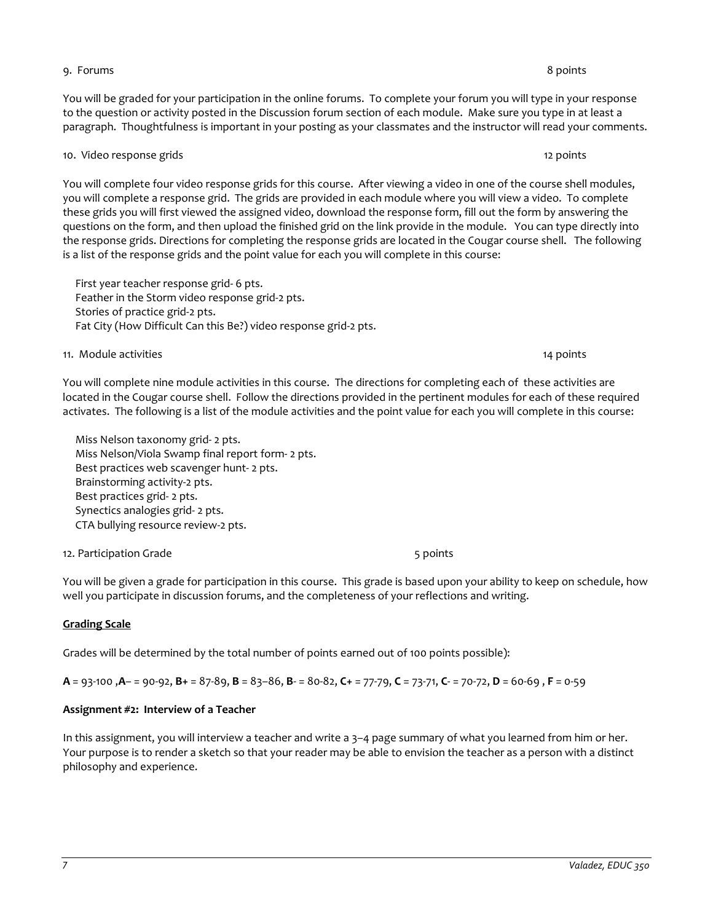9. Forums 8 points

You will be graded for your participation in the online forums. To complete your forum you will type in your response to the question or activity posted in the Discussion forum section of each module. Make sure you type in at least a paragraph. Thoughtfulness is important in your posting as your classmates and the instructor will read your comments.

10. Video response grids 12 points

You will complete four video response grids for this course. After viewing a video in one of the course shell modules, you will complete a response grid. The grids are provided in each module where you will view a video. To complete these grids you will first viewed the assigned video, download the response form, fill out the form by answering the questions on the form, and then upload the finished grid on the link provide in the module. You can type directly into the response grids. Directions for completing the response grids are located in the Cougar course shell. The following is a list of the response grids and the point value for each you will complete in this course:

First year teacher response grid- 6 pts.
Feather in the Storm video response grid-2 pts.
Stories of practice grid-2 pts.
Fat City (How Difficult Can this Be?) video response grid-2 pts.

11. Module activities 14 points

You will complete nine module activities in this course. The directions for completing each of these activities are located in the Cougar course shell. Follow the directions provided in the pertinent modules for each of these required activates. The following is a list of the module activities and the point value for each you will complete in this course:

Miss Nelson taxonomy grid- 2 pts.
Miss Nelson/Viola Swamp final report form- 2 pts.
Best practices web scavenger hunt- 2 pts.
Brainstorming activity-2 pts.
Best practices grid- 2 pts.
Synectics analogies grid- 2 pts.
CTA bullying resource review-2 pts.

12. Participation Grade 5 points

You will be given a grade for participation in this course. This grade is based upon your ability to keep on schedule, how well you participate in discussion forums, and the completeness of your reflections and writing.

**Grading Scale**

Grades will be determined by the total number of points earned out of 100 points possible):

**A** = 93-100 ,**A**– = 90-92, **B+** = 87-89, **B** = 83–86, **B**- = 80-82, **C+** = 77-79, **C** = 73-71, **C**- = 70-72, **D** = 60-69 , **F** = 0-59

**Assignment #2: Interview of a Teacher**

In this assignment, you will interview a teacher and write a 3–4 page summary of what you learned from him or her. Your purpose is to render a sketch so that your reader may be able to envision the teacher as a person with a distinct philosophy and experience.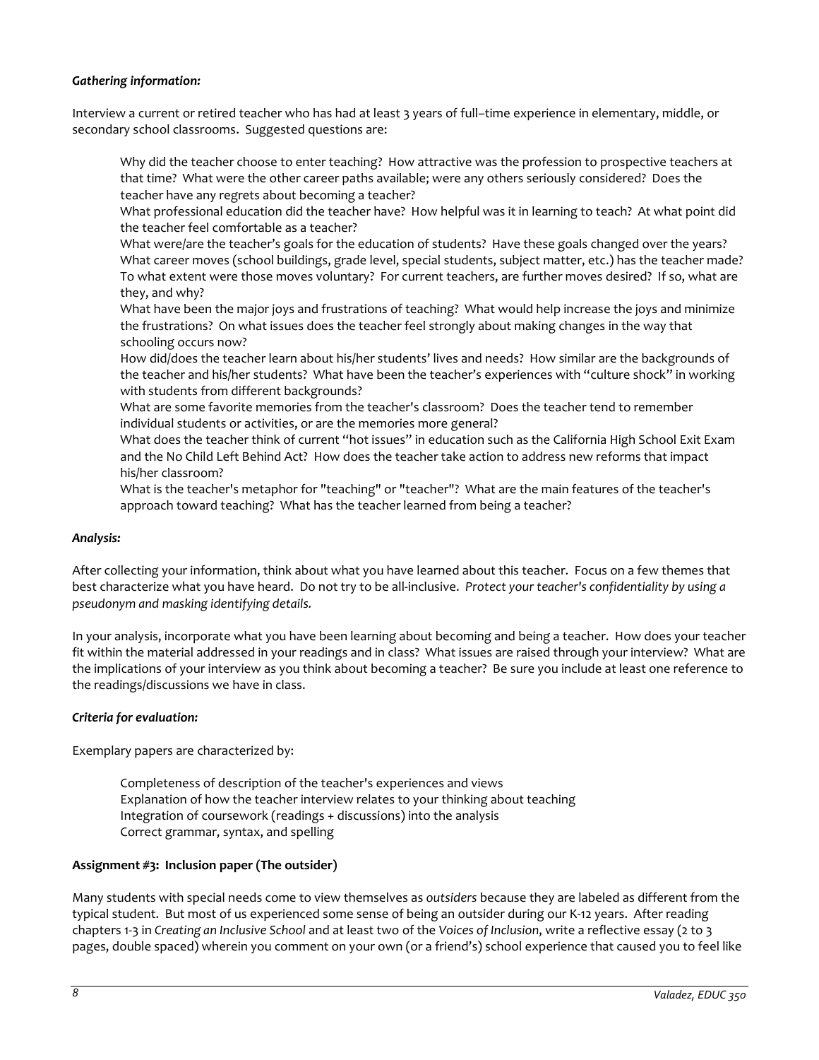***Gathering information:***

Interview a current or retired teacher who has had at least 3 years of full–time experience in elementary, middle, or secondary school classrooms. Suggested questions are:

Why did the teacher choose to enter teaching? How attractive was the profession to prospective teachers at that time? What were the other career paths available; were any others seriously considered? Does the teacher have any regrets about becoming a teacher?

What professional education did the teacher have? How helpful was it in learning to teach? At what point did the teacher feel comfortable as a teacher?

What were/are the teacher's goals for the education of students? Have these goals changed over the years?

What career moves (school buildings, grade level, special students, subject matter, etc.) has the teacher made? To what extent were those moves voluntary? For current teachers, are further moves desired? If so, what are they, and why?

What have been the major joys and frustrations of teaching? What would help increase the joys and minimize the frustrations? On what issues does the teacher feel strongly about making changes in the way that schooling occurs now?

How did/does the teacher learn about his/her students' lives and needs? How similar are the backgrounds of the teacher and his/her students? What have been the teacher's experiences with "culture shock" in working with students from different backgrounds?

What are some favorite memories from the teacher's classroom? Does the teacher tend to remember individual students or activities, or are the memories more general?

What does the teacher think of current "hot issues" in education such as the California High School Exit Exam and the No Child Left Behind Act? How does the teacher take action to address new reforms that impact his/her classroom?

What is the teacher's metaphor for "teaching" or "teacher"? What are the main features of the teacher's approach toward teaching? What has the teacher learned from being a teacher?

***Analysis:***

After collecting your information, think about what you have learned about this teacher. Focus on a few themes that best characterize what you have heard. Do not try to be all-inclusive. *Protect your teacher's confidentiality by using a pseudonym and masking identifying details.*

In your analysis, incorporate what you have been learning about becoming and being a teacher. How does your teacher fit within the material addressed in your readings and in class? What issues are raised through your interview? What are the implications of your interview as you think about becoming a teacher? Be sure you include at least one reference to the readings/discussions we have in class.

***Criteria for evaluation:***

Exemplary papers are characterized by:

Completeness of description of the teacher's experiences and views
Explanation of how the teacher interview relates to your thinking about teaching
Integration of coursework (readings + discussions) into the analysis
Correct grammar, syntax, and spelling

**Assignment #3: Inclusion paper (The outsider)**

Many students with special needs come to view themselves as *outsiders* because they are labeled as different from the typical student. But most of us experienced some sense of being an outsider during our K-12 years. After reading chapters 1-3 in *Creating an Inclusive School* and at least two of the *Voices of Inclusion*, write a reflective essay (2 to 3 pages, double spaced) wherein you comment on your own (or a friend's) school experience that caused you to feel like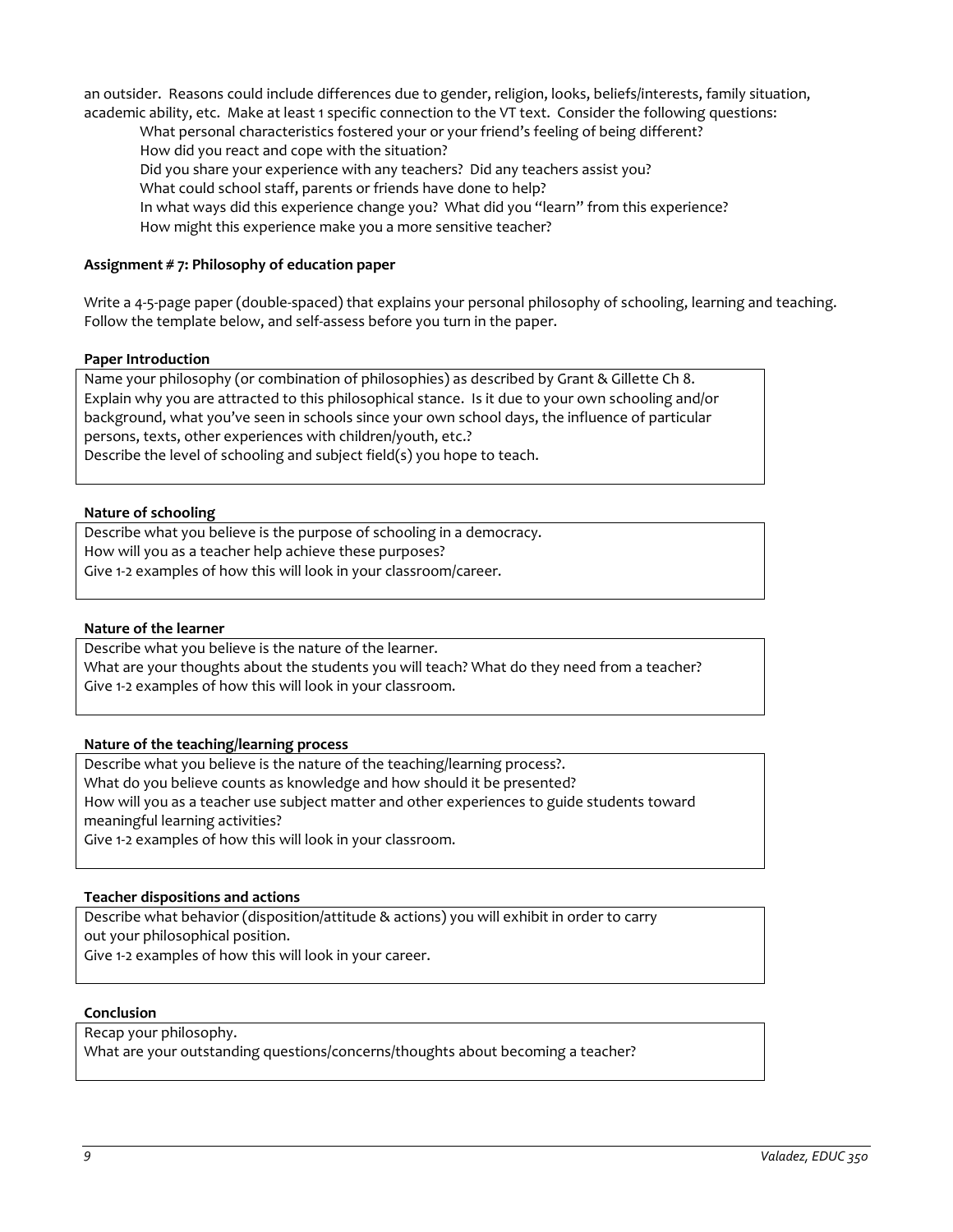an outsider. Reasons could include differences due to gender, religion, looks, beliefs/interests, family situation, academic ability, etc. Make at least 1 specific connection to the VT text. Consider the following questions:

- What personal characteristics fostered your or your friend's feeling of being different?
- How did you react and cope with the situation?
- Did you share your experience with any teachers? Did any teachers assist you?
- What could school staff, parents or friends have done to help?
- In what ways did this experience change you? What did you "learn" from this experience?
- How might this experience make you a more sensitive teacher?

**Assignment # 7: Philosophy of education paper**

Write a 4-5-page paper (double-spaced) that explains your personal philosophy of schooling, learning and teaching. Follow the template below, and self-assess before you turn in the paper.

**Paper Introduction**

Name your philosophy (or combination of philosophies) as described by Grant & Gillette Ch 8.
Explain why you are attracted to this philosophical stance. Is it due to your own schooling and/or background, what you've seen in schools since your own school days, the influence of particular persons, texts, other experiences with children/youth, etc.?
Describe the level of schooling and subject field(s) you hope to teach.

**Nature of schooling**

Describe what you believe is the purpose of schooling in a democracy.
How will you as a teacher help achieve these purposes?
Give 1-2 examples of how this will look in your classroom/career.

**Nature of the learner**

Describe what you believe is the nature of the learner.
What are your thoughts about the students you will teach? What do they need from a teacher?
Give 1-2 examples of how this will look in your classroom.

**Nature of the teaching/learning process**

Describe what you believe is the nature of the teaching/learning process?.
What do you believe counts as knowledge and how should it be presented?
How will you as a teacher use subject matter and other experiences to guide students toward meaningful learning activities?
Give 1-2 examples of how this will look in your classroom.

**Teacher dispositions and actions**

Describe what behavior (disposition/attitude & actions) you will exhibit in order to carry out your philosophical position.
Give 1-2 examples of how this will look in your career.

**Conclusion**

Recap your philosophy.
What are your outstanding questions/concerns/thoughts about becoming a teacher?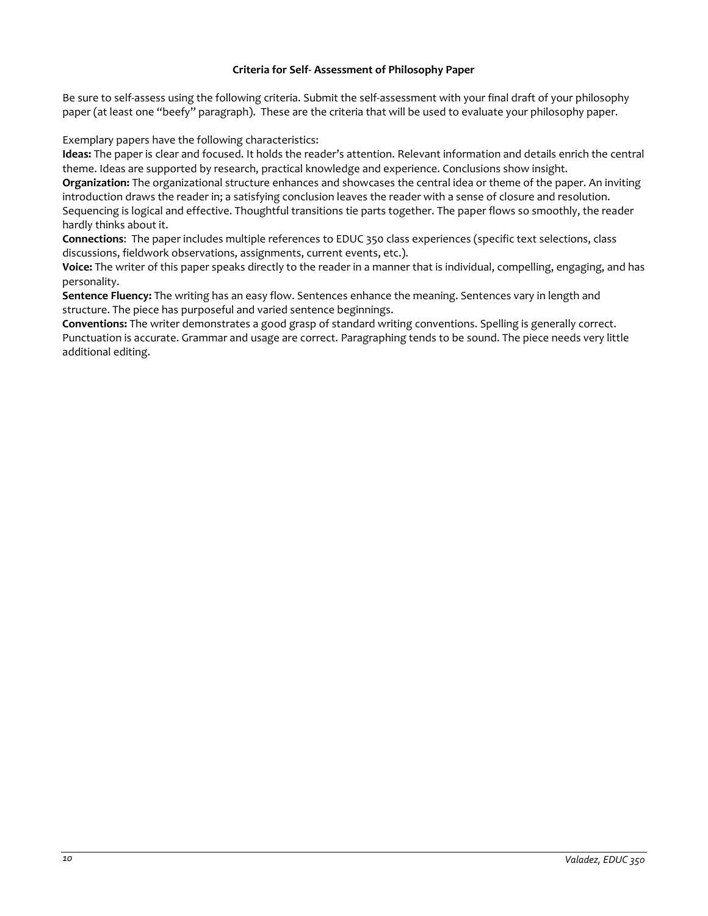**Criteria for Self- Assessment of Philosophy Paper**

Be sure to self-assess using the following criteria. Submit the self-assessment with your final draft of your philosophy paper (at least one "beefy" paragraph). These are the criteria that will be used to evaluate your philosophy paper.

Exemplary papers have the following characteristics:

**Ideas:** The paper is clear and focused. It holds the reader's attention. Relevant information and details enrich the central theme. Ideas are supported by research, practical knowledge and experience. Conclusions show insight.

**Organization:** The organizational structure enhances and showcases the central idea or theme of the paper. An inviting introduction draws the reader in; a satisfying conclusion leaves the reader with a sense of closure and resolution. Sequencing is logical and effective. Thoughtful transitions tie parts together. The paper flows so smoothly, the reader hardly thinks about it.

**Connections**: The paper includes multiple references to EDUC 350 class experiences (specific text selections, class discussions, fieldwork observations, assignments, current events, etc.).

**Voice:** The writer of this paper speaks directly to the reader in a manner that is individual, compelling, engaging, and has personality.

**Sentence Fluency:** The writing has an easy flow. Sentences enhance the meaning. Sentences vary in length and structure. The piece has purposeful and varied sentence beginnings.

**Conventions:** The writer demonstrates a good grasp of standard writing conventions. Spelling is generally correct. Punctuation is accurate. Grammar and usage are correct. Paragraphing tends to be sound. The piece needs very little additional editing.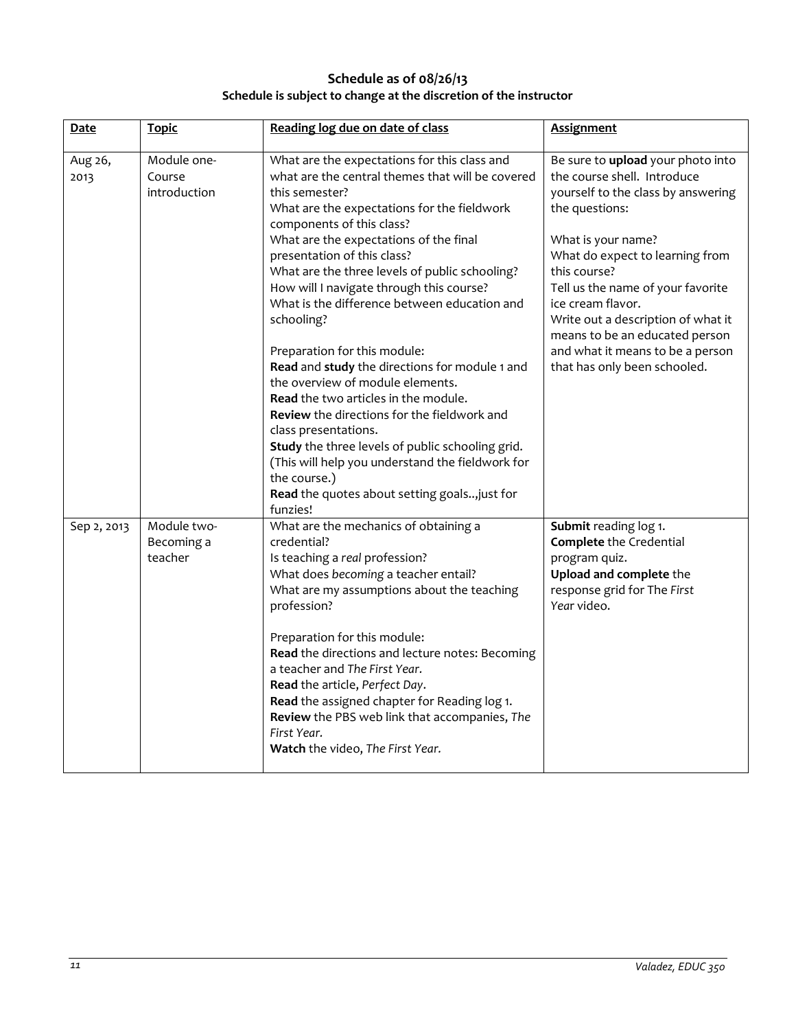**Schedule as of 08/26/13**

**Schedule is subject to change at the discretion of the instructor**

| Date | Topic | Reading log due on date of class | Assignment |
|---|---|---|---|
| Aug 26, 2013 | Module one- Course introduction | What are the expectations for this class and what are the central themes that will be covered this semester?<br>What are the expectations for the fieldwork components of this class?<br>What are the expectations of the final presentation of this class?<br>What are the three levels of public schooling?<br>How will I navigate through this course?<br>What is the difference between education and schooling?<br><br>Preparation for this module:<br>**Read** and **study** the directions for module 1 and the overview of module elements.<br>**Read** the two articles in the module.<br>**Review** the directions for the fieldwork and class presentations.<br>**Study** the three levels of public schooling grid. (This will help you understand the fieldwork for the course.)<br>**Read** the quotes about setting goals..,just for funzies! | Be sure to **upload** your photo into the course shell. Introduce yourself to the class by answering the questions:<br><br>What is your name?<br>What do expect to learning from this course?<br>Tell us the name of your favorite ice cream flavor.<br>Write out a description of what it means to be an educated person and what it means to be a person that has only been schooled. |
| Sep 2, 2013 | Module two- Becoming a teacher | What are the mechanics of obtaining a credential?<br>Is teaching a *real* profession?<br>What does *becoming* a teacher entail?<br>What are my assumptions about the teaching profession?<br><br>Preparation for this module:<br>**Read** the directions and lecture notes: Becoming a teacher and *The First Year*.<br>**Read** the article, *Perfect Day*.<br>**Read** the assigned chapter for Reading log 1.<br>**Review** the PBS web link that accompanies, *The First Year.*<br>**Watch** the video, *The First Year.* | **Submit** reading log 1.<br>**Complete** the Credential program quiz.<br>**Upload and complete** the response grid for The *First Year* video. |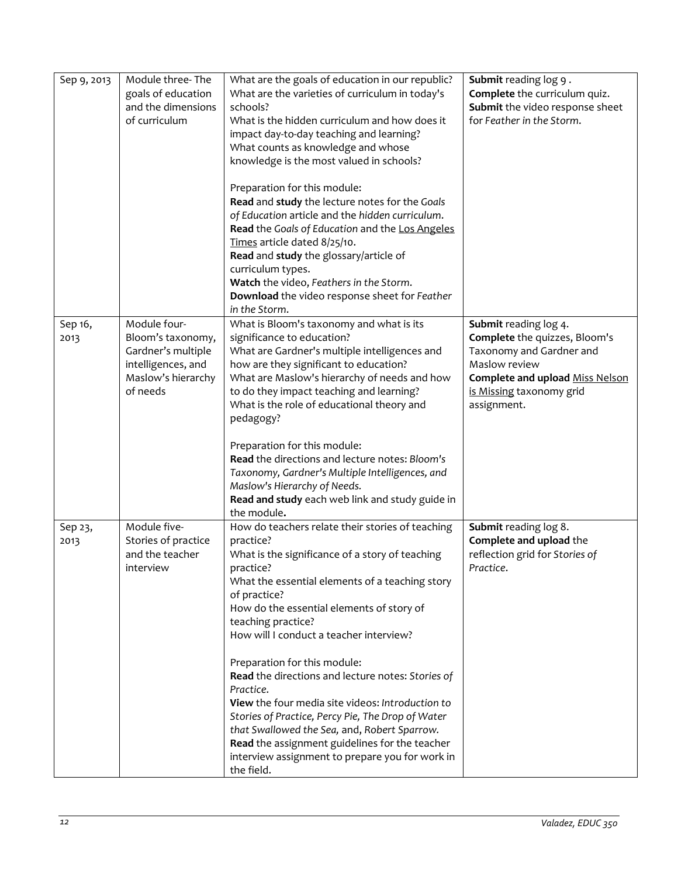| | | | |
|---|---|---|---|
| Sep 9, 2013 | Module three- The goals of education and the dimensions of curriculum | What are the goals of education in our republic?<br>What are the varieties of curriculum in today's schools?<br>What is the hidden curriculum and how does it impact day-to-day teaching and learning?<br>What counts as knowledge and whose knowledge is the most valued in schools?<br><br>Preparation for this module:<br>**Read** and **study** the lecture notes for the *Goals of Education* article and the *hidden curriculum*.<br>**Read** the *Goals of Education* and the Los Angeles Times article dated 8/25/10.<br>**Read** and **study** the glossary/article of curriculum types.<br>**Watch** the video, *Feathers in the Storm*.<br>**Download** the video response sheet for *Feather in the Storm*. | **Submit** reading log 9 .<br>**Complete** the curriculum quiz.<br>**Submit** the video response sheet for *Feather in the Storm*. |
| Sep 16, 2013 | Module four- Bloom's taxonomy, Gardner's multiple intelligences, and Maslow's hierarchy of needs | What is Bloom's taxonomy and what is its significance to education?<br>What are Gardner's multiple intelligences and how are they significant to education?<br>What are Maslow's hierarchy of needs and how to do they impact teaching and learning?<br>What is the role of educational theory and pedagogy?<br><br>Preparation for this module:<br>**Read** the directions and lecture notes: *Bloom's Taxonomy, Gardner's Multiple Intelligences, and Maslow's Hierarchy of Needs.*<br>**Read and study** each web link and study guide in the module**.** | **Submit** reading log 4.<br>**Complete** the quizzes, Bloom's Taxonomy and Gardner and Maslow review<br>**Complete and upload** Miss Nelson is Missing taxonomy grid assignment. |
| Sep 23, 2013 | Module five- Stories of practice and the teacher interview | How do teachers relate their stories of teaching practice?<br>What is the significance of a story of teaching practice?<br>What the essential elements of a teaching story of practice?<br>How do the essential elements of story of teaching practice?<br>How will I conduct a teacher interview?<br><br>Preparation for this module:<br>**Read** the directions and lecture notes: *Stories of Practice*.<br>**View** the four media site videos: *Introduction to Stories of Practice, Percy Pie, The Drop of Water that Swallowed the Sea,* and, *Robert Sparrow.*<br>**Read** the assignment guidelines for the teacher interview assignment to prepare you for work in the field. | **Submit** reading log 8.<br>**Complete and upload** the reflection grid for *Stories of Practice*. |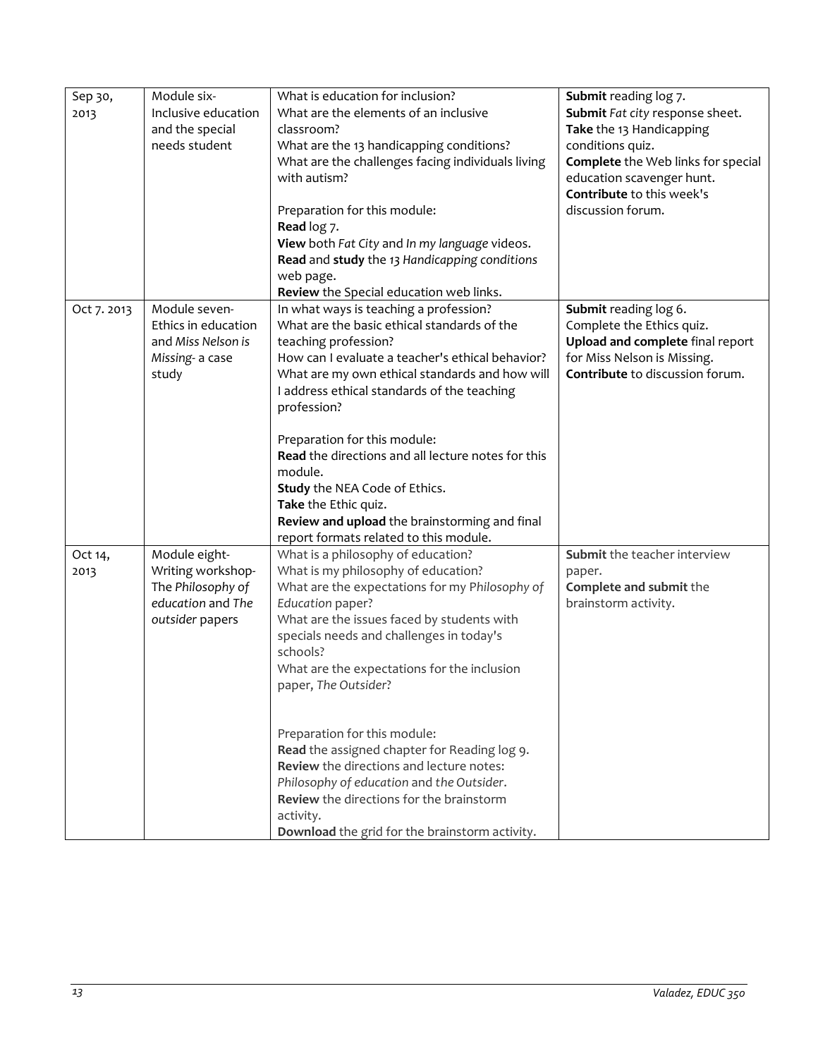| Sep 30, 2013 | Module six- Inclusive education and the special needs student | What is education for inclusion?<br>What are the elements of an inclusive classroom?<br>What are the 13 handicapping conditions?<br>What are the challenges facing individuals living with autism?<br><br>Preparation for this module:<br>**Read** log 7.<br>**View** both *Fat City* and *In my language* videos.<br>**Read** and **study** the *13 Handicapping conditions* web page.<br>**Review** the Special education web links. | **Submit** reading log 7.<br>**Submit** *Fat city* response sheet.<br>**Take** the 13 Handicapping conditions quiz.<br>**Complete** the Web links for special education scavenger hunt.<br>**Contribute** to this week's discussion forum. |
|---|---|---|---|
| Oct 7. 2013 | Module seven- Ethics in education and *Miss Nelson is Missing*- a case study | In what ways is teaching a profession?<br>What are the basic ethical standards of the teaching profession?<br>How can I evaluate a teacher's ethical behavior?<br>What are my own ethical standards and how will I address ethical standards of the teaching profession?<br><br>Preparation for this module:<br>**Read** the directions and all lecture notes for this module.<br>**Study** the NEA Code of Ethics.<br>**Take** the Ethic quiz.<br>**Review and upload** the brainstorming and final report formats related to this module. | **Submit** reading log 6.<br>Complete the Ethics quiz.<br>**Upload and complete** final report for Miss Nelson is Missing.<br>**Contribute** to discussion forum. |
| Oct 14, 2013 | Module eight- Writing workshop- The *Philosophy of education* and *The outsider* papers | What is a philosophy of education?<br>What is my philosophy of education?<br>What are the expectations for my *Philosophy of Education* paper?<br>What are the issues faced by students with specials needs and challenges in today's schools?<br>What are the expectations for the inclusion paper, *The Outsider*?<br><br>Preparation for this module:<br>**Read** the assigned chapter for Reading log 9.<br>**Review** the directions and lecture notes: *Philosophy of education* and *the Outsider*.<br>**Review** the directions for the brainstorm activity.<br>**Download** the grid for the brainstorm activity. | **Submit** the teacher interview paper.<br>**Complete and submit** the brainstorm activity. |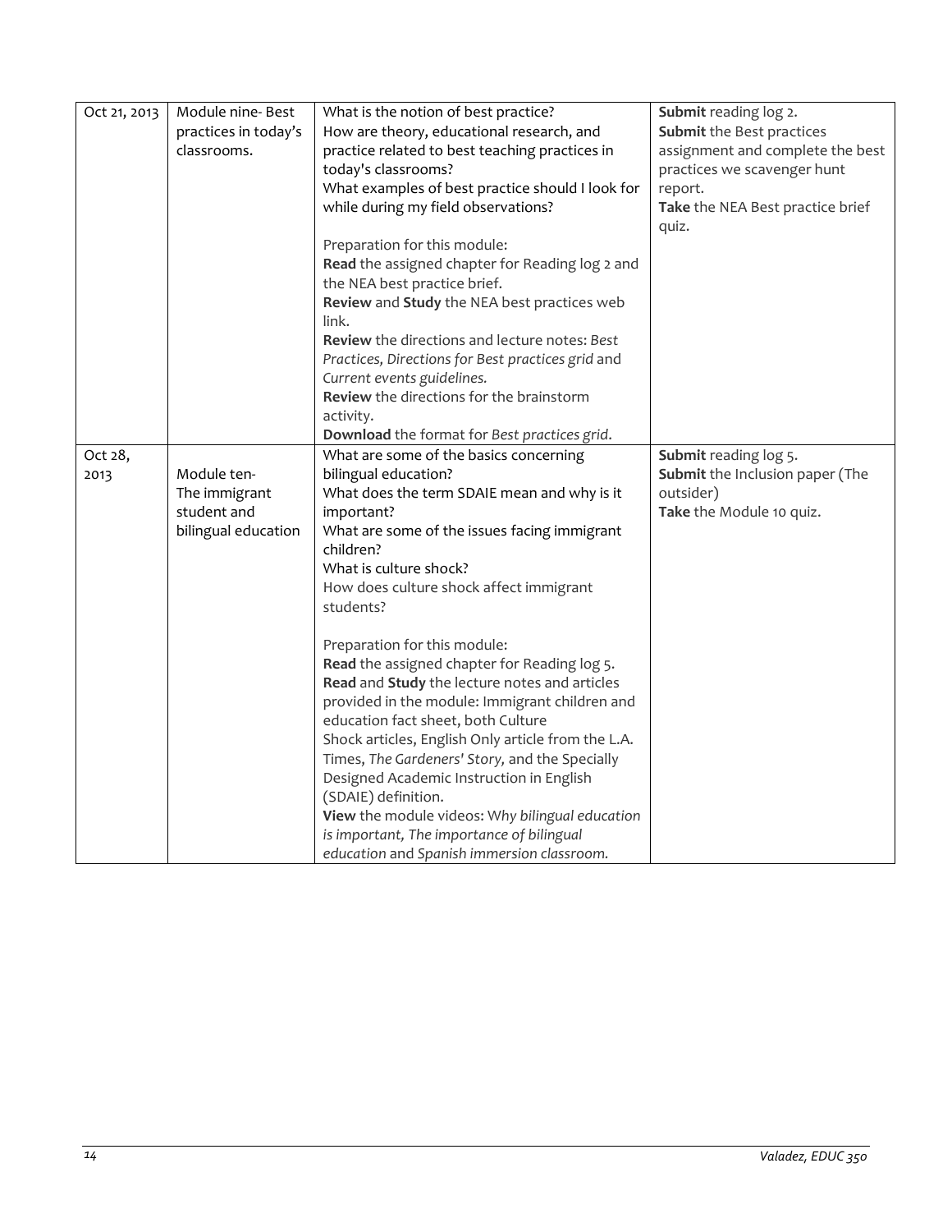| | | | |
|---|---|---|---|
| Oct 21, 2013 | Module nine- Best practices in today's classrooms. | What is the notion of best practice?<br>How are theory, educational research, and practice related to best teaching practices in today's classrooms?<br>What examples of best practice should I look for while during my field observations?<br><br>Preparation for this module:<br>**Read** the assigned chapter for Reading log 2 and the NEA best practice brief.<br>**Review** and **Study** the NEA best practices web link.<br>**Review** the directions and lecture notes: *Best Practices, Directions for Best practices grid* and *Current events guidelines.*<br>**Review** the directions for the brainstorm activity.<br>**Download** the format for *Best practices grid*. | **Submit** reading log 2.<br>**Submit** the Best practices assignment and complete the best practices we scavenger hunt report.<br>**Take** the NEA Best practice brief quiz. |
| Oct 28, 2013 | Module ten- The immigrant student and bilingual education | What are some of the basics concerning bilingual education?<br>What does the term SDAIE mean and why is it important?<br>What are some of the issues facing immigrant children?<br>What is culture shock?<br>How does culture shock affect immigrant students?<br><br>Preparation for this module:<br>**Read** the assigned chapter for Reading log 5.<br>**Read** and **Study** the lecture notes and articles provided in the module: Immigrant children and education fact sheet, both Culture Shock articles, English Only article from the L.A. Times, *The Gardeners' Story,* and the Specially Designed Academic Instruction in English (SDAIE) definition.<br>**View** the module videos: *Why bilingual education is important, The importance of bilingual education* and *Spanish immersion classroom.* | **Submit** reading log 5.<br>**Submit** the Inclusion paper (The outsider)<br>**Take** the Module 10 quiz. |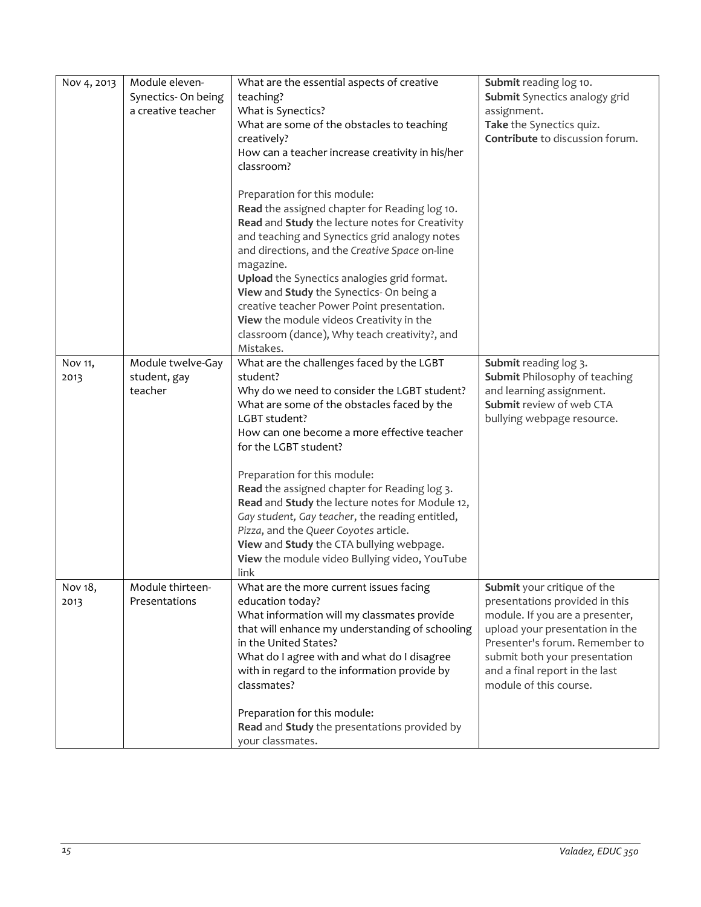| Nov 4, 2013 | Module eleven-Synectics- On being a creative teacher | What are the essential aspects of creative teaching?<br>What is Synectics?<br>What are some of the obstacles to teaching creatively?<br>How can a teacher increase creativity in his/her classroom?<br><br>Preparation for this module:<br>**Read** the assigned chapter for Reading log 10.<br>**Read** and **Study** the lecture notes for Creativity and teaching and Synectics grid analogy notes and directions, and the *Creative Space* on-line magazine.<br>**Upload** the Synectics analogies grid format.<br>**View** and **Study** the Synectics- On being a creative teacher Power Point presentation.<br>**View** the module videos Creativity in the classroom (dance), Why teach creativity?, and Mistakes. | **Submit** reading log 10.<br>**Submit** Synectics analogy grid assignment.<br>**Take** the Synectics quiz.<br>**Contribute** to discussion forum. |
|---|---|---|---|
| Nov 11, 2013 | Module twelve-Gay student, gay teacher | What are the challenges faced by the LGBT student?<br>Why do we need to consider the LGBT student?<br>What are some of the obstacles faced by the LGBT student?<br>How can one become a more effective teacher for the LGBT student?<br><br>Preparation for this module:<br>**Read** the assigned chapter for Reading log 3.<br>**Read** and **Study** the lecture notes for Module 12, *Gay student, Gay teacher*, the reading entitled, *Pizza*, and the *Queer Coyotes* article.<br>**View** and **Study** the CTA bullying webpage.<br>**View** the module video Bullying video, YouTube link | **Submit** reading log 3.<br>**Submit** Philosophy of teaching and learning assignment.<br>**Submit** review of web CTA bullying webpage resource. |
| Nov 18, 2013 | Module thirteen-Presentations | What are the more current issues facing education today?<br>What information will my classmates provide that will enhance my understanding of schooling in the United States?<br>What do I agree with and what do I disagree with in regard to the information provide by classmates?<br><br>Preparation for this module:<br>**Read** and **Study** the presentations provided by your classmates. | **Submit** your critique of the presentations provided in this module. If you are a presenter, upload your presentation in the Presenter's forum. Remember to submit both your presentation and a final report in the last module of this course. |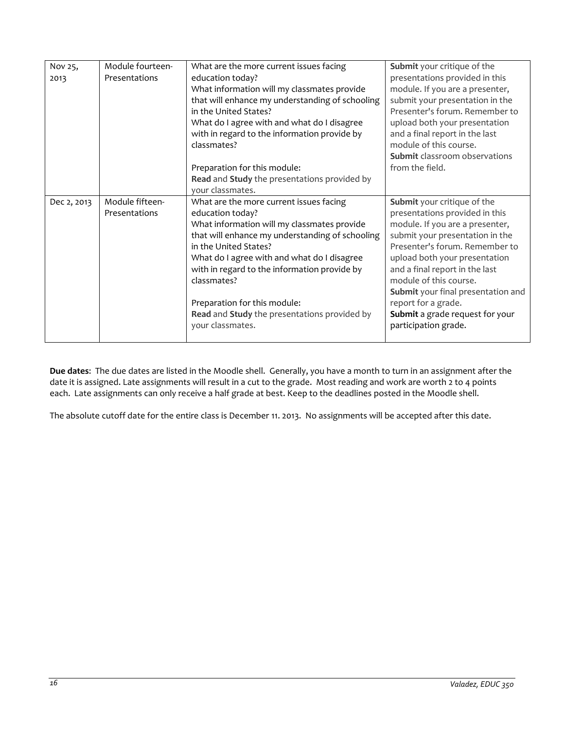| | | | |
|---|---|---|---|
| Nov 25, 2013 | Module fourteen-Presentations | What are the more current issues facing education today?<br>What information will my classmates provide that will enhance my understanding of schooling in the United States?<br>What do I agree with and what do I disagree with in regard to the information provide by classmates?<br><br>Preparation for this module:<br>**Read** and **Study** the presentations provided by your classmates. | **Submit** your critique of the presentations provided in this module. If you are a presenter, submit your presentation in the Presenter's forum. Remember to upload both your presentation and a final report in the last module of this course.<br>**Submit** classroom observations from the field. |
| Dec 2, 2013 | Module fifteen-Presentations | What are the more current issues facing education today?<br>What information will my classmates provide that will enhance my understanding of schooling in the United States?<br>What do I agree with and what do I disagree with in regard to the information provide by classmates?<br><br>Preparation for this module:<br>**Read** and **Study** the presentations provided by your classmates. | **Submit** your critique of the presentations provided in this module. If you are a presenter, submit your presentation in the Presenter's forum. Remember to upload both your presentation and a final report in the last module of this course.<br>**Submit** your final presentation and report for a grade.<br>**Submit** a grade request for your participation grade. |

**Due dates**: The due dates are listed in the Moodle shell. Generally, you have a month to turn in an assignment after the date it is assigned. Late assignments will result in a cut to the grade. Most reading and work are worth 2 to 4 points each. Late assignments can only receive a half grade at best. Keep to the deadlines posted in the Moodle shell.

The absolute cutoff date for the entire class is December 11. 2013. No assignments will be accepted after this date.